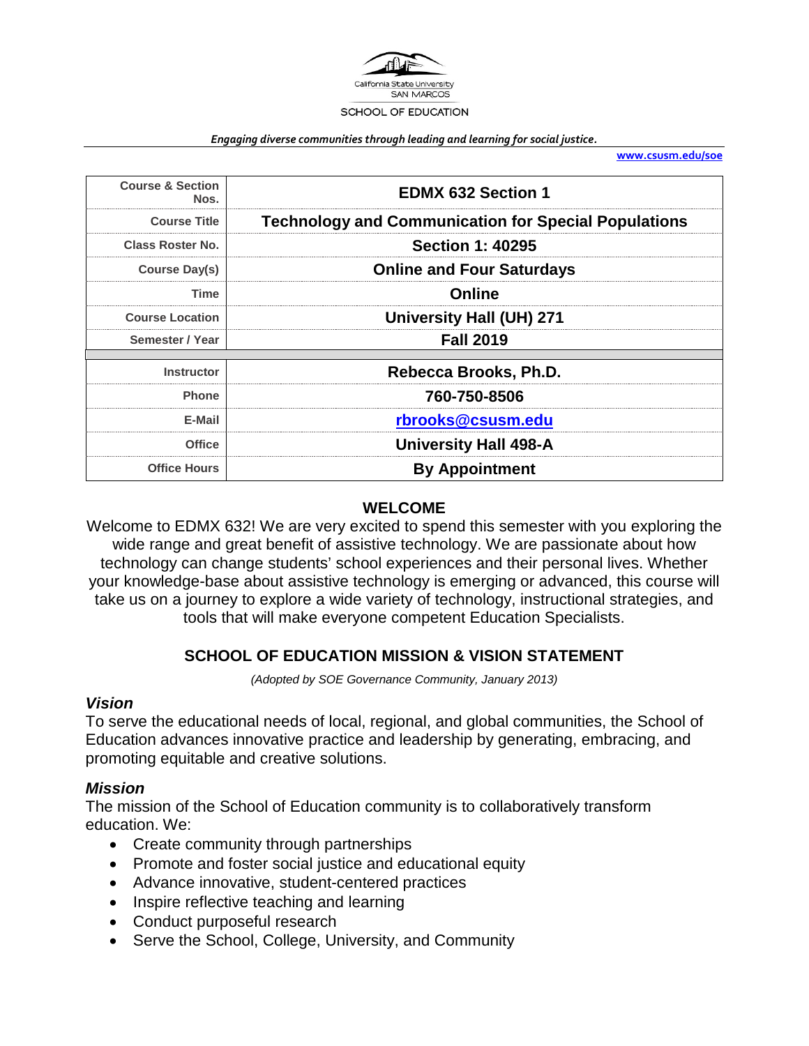California State University SAN MARCOS

SCHOOL OF EDUCATION

*Engaging diverse communities through leading and learning for social justice.*

www.csusm.edu/soe

| Course & Section Nos. | EDMX 632 Section 1 |
|---|---|
| Course Title | Technology and Communication for Special Populations |
| Class Roster No. | Section 1: 40295 |
| Course Day(s) | Online and Four Saturdays |
| Time | Online |
| Course Location | University Hall (UH) 271 |
| Semester / Year | Fall 2019 |
| Instructor | Rebecca Brooks, Ph.D. |
| Phone | 760-750-8506 |
| E-Mail | rbrooks@csusm.edu |
| Office | University Hall 498-A |
| Office Hours | By Appointment |

## WELCOME

Welcome to EDMX 632! We are very excited to spend this semester with you exploring the wide range and great benefit of assistive technology. We are passionate about how technology can change students' school experiences and their personal lives. Whether your knowledge-base about assistive technology is emerging or advanced, this course will take us on a journey to explore a wide variety of technology, instructional strategies, and tools that will make everyone competent Education Specialists.

## SCHOOL OF EDUCATION MISSION & VISION STATEMENT

*(Adopted by SOE Governance Community, January 2013)*

### *Vision*

To serve the educational needs of local, regional, and global communities, the School of Education advances innovative practice and leadership by generating, embracing, and promoting equitable and creative solutions.

### *Mission*

The mission of the School of Education community is to collaboratively transform education. We:

- Create community through partnerships
- Promote and foster social justice and educational equity
- Advance innovative, student-centered practices
- Inspire reflective teaching and learning
- Conduct purposeful research
- Serve the School, College, University, and Community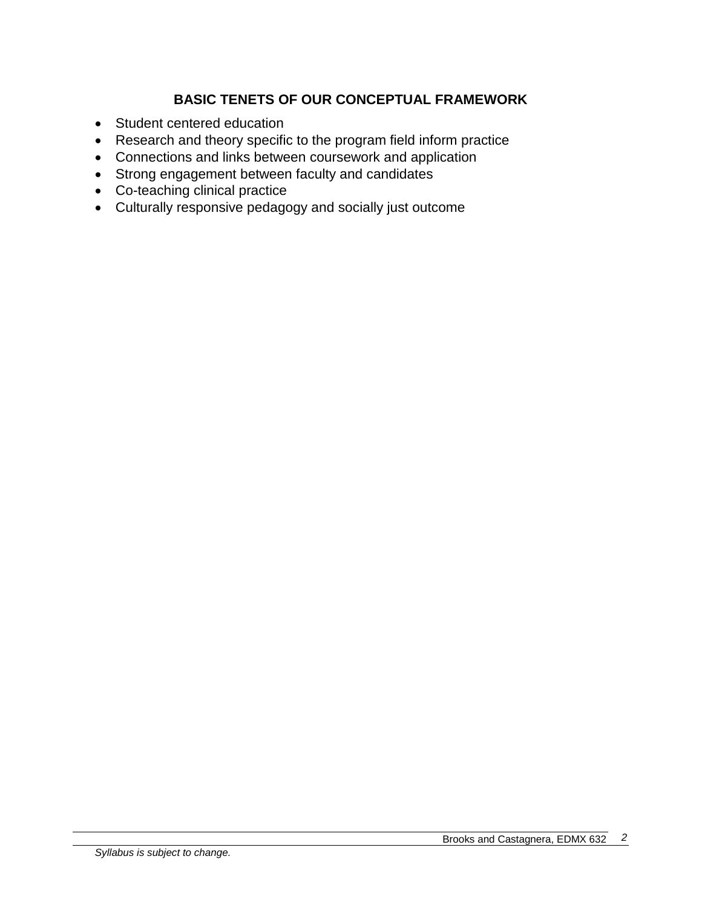## BASIC TENETS OF OUR CONCEPTUAL FRAMEWORK

- Student centered education
- Research and theory specific to the program field inform practice
- Connections and links between coursework and application
- Strong engagement between faculty and candidates
- Co-teaching clinical practice
- Culturally responsive pedagogy and socially just outcome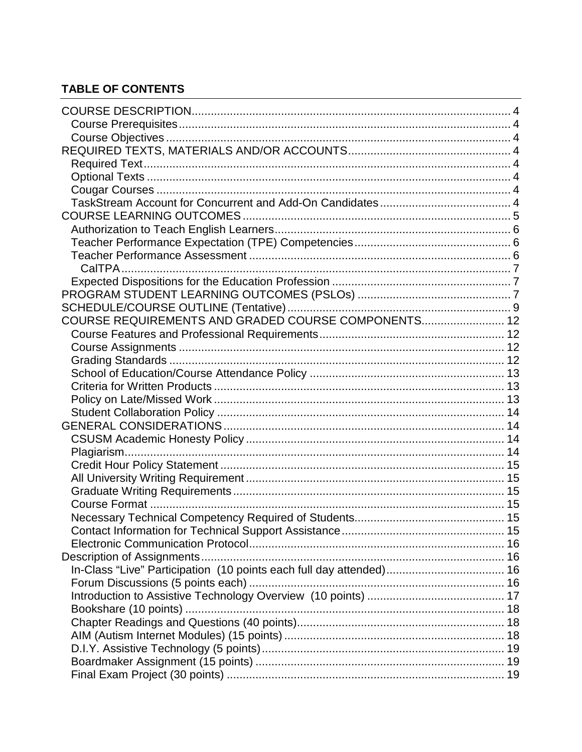**TABLE OF CONTENTS**

- COURSE DESCRIPTION ..... 4
  - Course Prerequisites ..... 4
  - Course Objectives ..... 4
- REQUIRED TEXTS, MATERIALS AND/OR ACCOUNTS ..... 4
  - Required Text ..... 4
  - Optional Texts ..... 4
  - Cougar Courses ..... 4
  - TaskStream Account for Concurrent and Add-On Candidates ..... 4
- COURSE LEARNING OUTCOMES ..... 5
  - Authorization to Teach English Learners ..... 6
  - Teacher Performance Expectation (TPE) Competencies ..... 6
  - Teacher Performance Assessment ..... 6
    - CalTPA ..... 7
  - Expected Dispositions for the Education Profession ..... 7
- PROGRAM STUDENT LEARNING OUTCOMES (PSLOs) ..... 7
- SCHEDULE/COURSE OUTLINE (Tentative) ..... 9
- COURSE REQUIREMENTS AND GRADED COURSE COMPONENTS ..... 12
  - Course Features and Professional Requirements ..... 12
  - Course Assignments ..... 12
  - Grading Standards ..... 12
  - School of Education/Course Attendance Policy ..... 13
  - Criteria for Written Products ..... 13
  - Policy on Late/Missed Work ..... 13
  - Student Collaboration Policy ..... 14
- GENERAL CONSIDERATIONS ..... 14
  - CSUSM Academic Honesty Policy ..... 14
  - Plagiarism ..... 14
  - Credit Hour Policy Statement ..... 15
  - All University Writing Requirement ..... 15
  - Graduate Writing Requirements ..... 15
  - Course Format ..... 15
  - Necessary Technical Competency Required of Students ..... 15
  - Contact Information for Technical Support Assistance ..... 15
  - Electronic Communication Protocol ..... 16
- Description of Assignments ..... 16
  - In-Class "Live" Participation (10 points each full day attended) ..... 16
  - Forum Discussions (5 points each) ..... 16
  - Introduction to Assistive Technology Overview (10 points) ..... 17
  - Bookshare (10 points) ..... 18
  - Chapter Readings and Questions (40 points) ..... 18
  - AIM (Autism Internet Modules) (15 points) ..... 18
  - D.I.Y. Assistive Technology (5 points) ..... 19
  - Boardmaker Assignment (15 points) ..... 19
  - Final Exam Project (30 points) ..... 19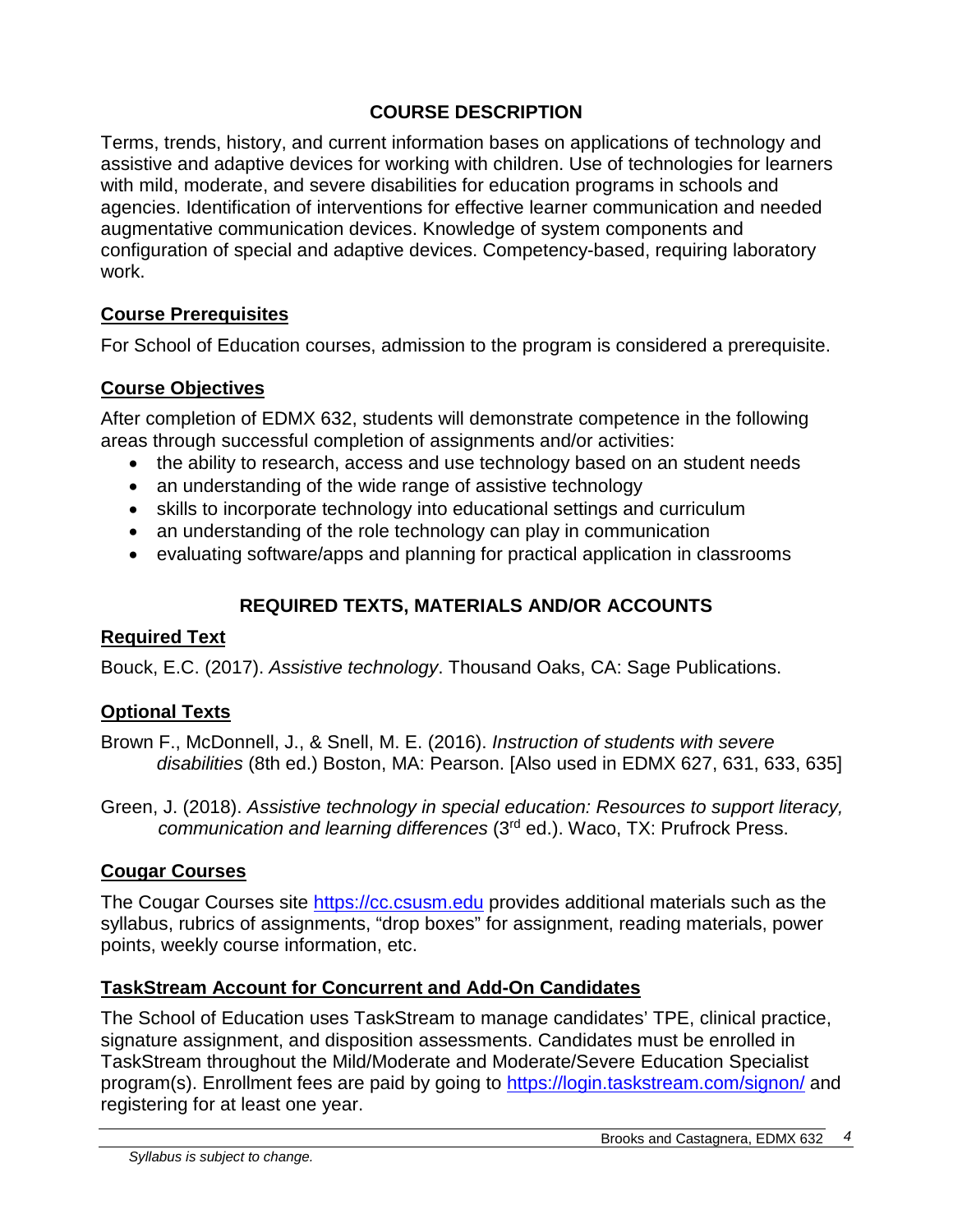## COURSE DESCRIPTION

Terms, trends, history, and current information bases on applications of technology and assistive and adaptive devices for working with children. Use of technologies for learners with mild, moderate, and severe disabilities for education programs in schools and agencies. Identification of interventions for effective learner communication and needed augmentative communication devices. Knowledge of system components and configuration of special and adaptive devices. Competency-based, requiring laboratory work.

### Course Prerequisites

For School of Education courses, admission to the program is considered a prerequisite.

### Course Objectives

After completion of EDMX 632, students will demonstrate competence in the following areas through successful completion of assignments and/or activities:

- the ability to research, access and use technology based on an student needs
- an understanding of the wide range of assistive technology
- skills to incorporate technology into educational settings and curriculum
- an understanding of the role technology can play in communication
- evaluating software/apps and planning for practical application in classrooms

## REQUIRED TEXTS, MATERIALS AND/OR ACCOUNTS

### Required Text

Bouck, E.C. (2017). *Assistive technology*. Thousand Oaks, CA: Sage Publications.

### Optional Texts

Brown F., McDonnell, J., & Snell, M. E. (2016). *Instruction of students with severe disabilities* (8th ed.) Boston, MA: Pearson. [Also used in EDMX 627, 631, 633, 635]

Green, J. (2018). *Assistive technology in special education: Resources to support literacy, communication and learning differences* (3rd ed.). Waco, TX: Prufrock Press.

### Cougar Courses

The Cougar Courses site https://cc.csusm.edu provides additional materials such as the syllabus, rubrics of assignments, "drop boxes" for assignment, reading materials, power points, weekly course information, etc.

### TaskStream Account for Concurrent and Add-On Candidates

The School of Education uses TaskStream to manage candidates' TPE, clinical practice, signature assignment, and disposition assessments. Candidates must be enrolled in TaskStream throughout the Mild/Moderate and Moderate/Severe Education Specialist program(s). Enrollment fees are paid by going to https://login.taskstream.com/signon/ and registering for at least one year.

*Syllabus is subject to change.*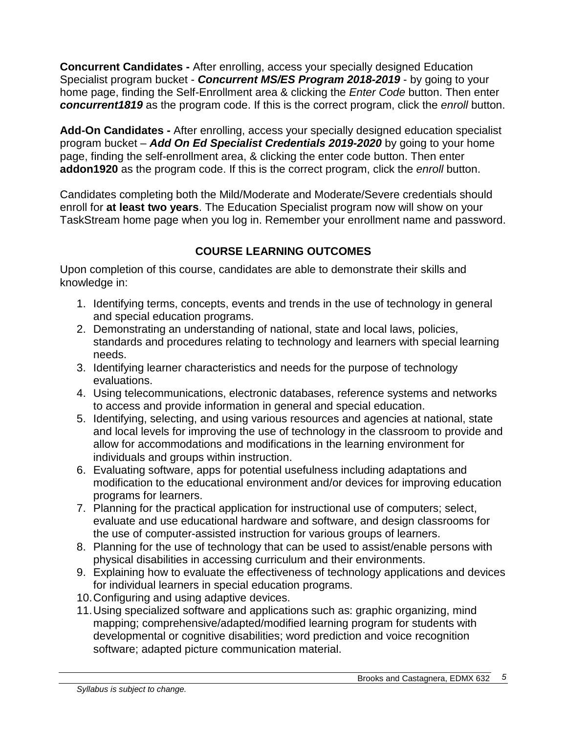**Concurrent Candidates -** After enrolling, access your specially designed Education Specialist program bucket - ***Concurrent MS/ES Program 2018-2019*** - by going to your home page, finding the Self-Enrollment area & clicking the *Enter Code* button. Then enter ***concurrent1819*** as the program code. If this is the correct program, click the *enroll* button.

**Add-On Candidates -** After enrolling, access your specially designed education specialist program bucket – ***Add On Ed Specialist Credentials 2019-2020*** by going to your home page, finding the self-enrollment area, & clicking the enter code button. Then enter **addon1920** as the program code. If this is the correct program, click the *enroll* button.

Candidates completing both the Mild/Moderate and Moderate/Severe credentials should enroll for **at least two years**. The Education Specialist program now will show on your TaskStream home page when you log in. Remember your enrollment name and password.

## COURSE LEARNING OUTCOMES

Upon completion of this course, candidates are able to demonstrate their skills and knowledge in:

1. Identifying terms, concepts, events and trends in the use of technology in general and special education programs.
2. Demonstrating an understanding of national, state and local laws, policies, standards and procedures relating to technology and learners with special learning needs.
3. Identifying learner characteristics and needs for the purpose of technology evaluations.
4. Using telecommunications, electronic databases, reference systems and networks to access and provide information in general and special education.
5. Identifying, selecting, and using various resources and agencies at national, state and local levels for improving the use of technology in the classroom to provide and allow for accommodations and modifications in the learning environment for individuals and groups within instruction.
6. Evaluating software, apps for potential usefulness including adaptations and modification to the educational environment and/or devices for improving education programs for learners.
7. Planning for the practical application for instructional use of computers; select, evaluate and use educational hardware and software, and design classrooms for the use of computer-assisted instruction for various groups of learners.
8. Planning for the use of technology that can be used to assist/enable persons with physical disabilities in accessing curriculum and their environments.
9. Explaining how to evaluate the effectiveness of technology applications and devices for individual learners in special education programs.
10. Configuring and using adaptive devices.
11. Using specialized software and applications such as: graphic organizing, mind mapping; comprehensive/adapted/modified learning program for students with developmental or cognitive disabilities; word prediction and voice recognition software; adapted picture communication material.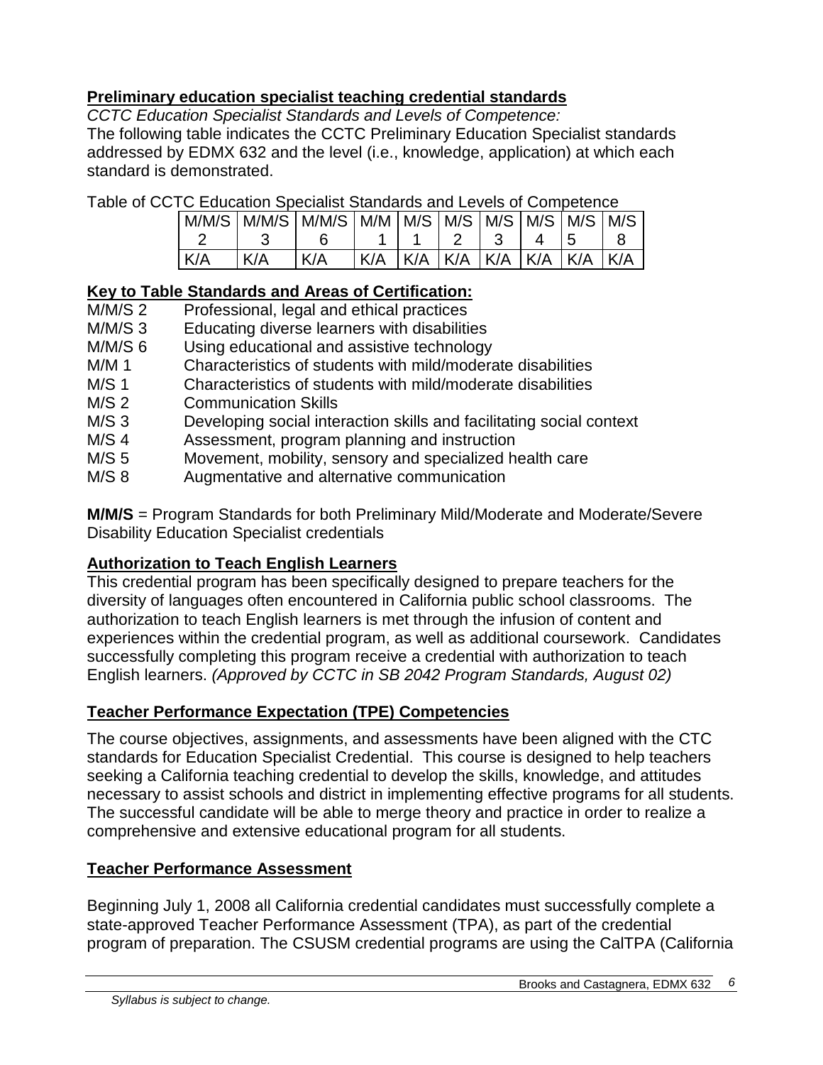## Preliminary education specialist teaching credential standards

*CCTC Education Specialist Standards and Levels of Competence:*

The following table indicates the CCTC Preliminary Education Specialist standards addressed by EDMX 632 and the level (i.e., knowledge, application) at which each standard is demonstrated.

Table of CCTC Education Specialist Standards and Levels of Competence

| M/M/S 2 | M/M/S 3 | M/M/S 6 | M/M 1 | M/S 1 | M/S 2 | M/S 3 | M/S 4 | M/S 5 | M/S 8 |
|---|---|---|---|---|---|---|---|---|---|
| K/A | K/A | K/A | K/A | K/A | K/A | K/A | K/A | K/A | K/A |

## Key to Table Standards and Areas of Certification:

- M/M/S 2 Professional, legal and ethical practices
- M/M/S 3 Educating diverse learners with disabilities
- M/M/S 6 Using educational and assistive technology
- M/M 1 Characteristics of students with mild/moderate disabilities
- M/S 1 Characteristics of students with mild/moderate disabilities
- M/S 2 Communication Skills
- M/S 3 Developing social interaction skills and facilitating social context
- M/S 4 Assessment, program planning and instruction
- M/S 5 Movement, mobility, sensory and specialized health care
- M/S 8 Augmentative and alternative communication

**M/M/S** = Program Standards for both Preliminary Mild/Moderate and Moderate/Severe Disability Education Specialist credentials

## Authorization to Teach English Learners

This credential program has been specifically designed to prepare teachers for the diversity of languages often encountered in California public school classrooms. The authorization to teach English learners is met through the infusion of content and experiences within the credential program, as well as additional coursework. Candidates successfully completing this program receive a credential with authorization to teach English learners. *(Approved by CCTC in SB 2042 Program Standards, August 02)*

## Teacher Performance Expectation (TPE) Competencies

The course objectives, assignments, and assessments have been aligned with the CTC standards for Education Specialist Credential. This course is designed to help teachers seeking a California teaching credential to develop the skills, knowledge, and attitudes necessary to assist schools and district in implementing effective programs for all students. The successful candidate will be able to merge theory and practice in order to realize a comprehensive and extensive educational program for all students.

## Teacher Performance Assessment

Beginning July 1, 2008 all California credential candidates must successfully complete a state-approved Teacher Performance Assessment (TPA), as part of the credential program of preparation. The CSUSM credential programs are using the CalTPA (California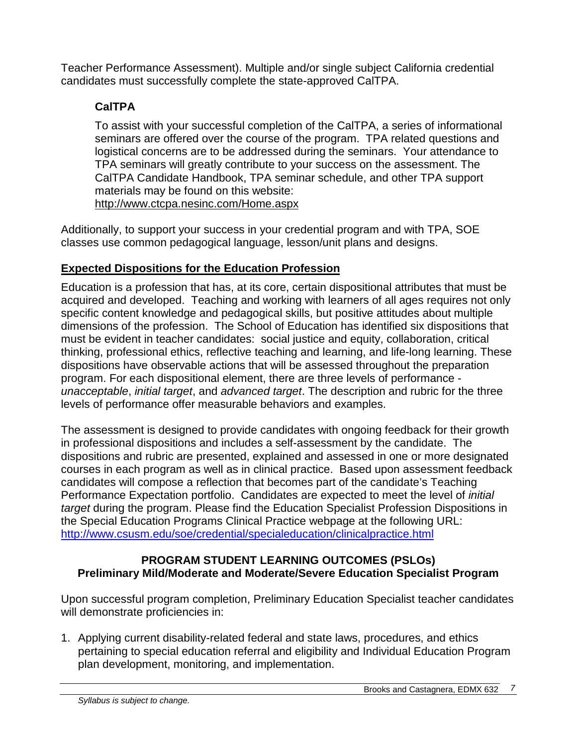Teacher Performance Assessment). Multiple and/or single subject California credential candidates must successfully complete the state-approved CalTPA.

### CalTPA

To assist with your successful completion of the CalTPA, a series of informational seminars are offered over the course of the program. TPA related questions and logistical concerns are to be addressed during the seminars. Your attendance to TPA seminars will greatly contribute to your success on the assessment. The CalTPA Candidate Handbook, TPA seminar schedule, and other TPA support materials may be found on this website:
http://www.ctcpa.nesinc.com/Home.aspx

Additionally, to support your success in your credential program and with TPA, SOE classes use common pedagogical language, lesson/unit plans and designs.

## Expected Dispositions for the Education Profession

Education is a profession that has, at its core, certain dispositional attributes that must be acquired and developed. Teaching and working with learners of all ages requires not only specific content knowledge and pedagogical skills, but positive attitudes about multiple dimensions of the profession. The School of Education has identified six dispositions that must be evident in teacher candidates: social justice and equity, collaboration, critical thinking, professional ethics, reflective teaching and learning, and life-long learning. These dispositions have observable actions that will be assessed throughout the preparation program. For each dispositional element, there are three levels of performance - *unacceptable*, *initial target*, and *advanced target*. The description and rubric for the three levels of performance offer measurable behaviors and examples.

The assessment is designed to provide candidates with ongoing feedback for their growth in professional dispositions and includes a self-assessment by the candidate. The dispositions and rubric are presented, explained and assessed in one or more designated courses in each program as well as in clinical practice. Based upon assessment feedback candidates will compose a reflection that becomes part of the candidate's Teaching Performance Expectation portfolio. Candidates are expected to meet the level of *initial target* during the program. Please find the Education Specialist Profession Dispositions in the Special Education Programs Clinical Practice webpage at the following URL: http://www.csusm.edu/soe/credential/specialeducation/clinicalpractice.html

## PROGRAM STUDENT LEARNING OUTCOMES (PSLOs)
## Preliminary Mild/Moderate and Moderate/Severe Education Specialist Program

Upon successful program completion, Preliminary Education Specialist teacher candidates will demonstrate proficiencies in:

1. Applying current disability-related federal and state laws, procedures, and ethics pertaining to special education referral and eligibility and Individual Education Program plan development, monitoring, and implementation.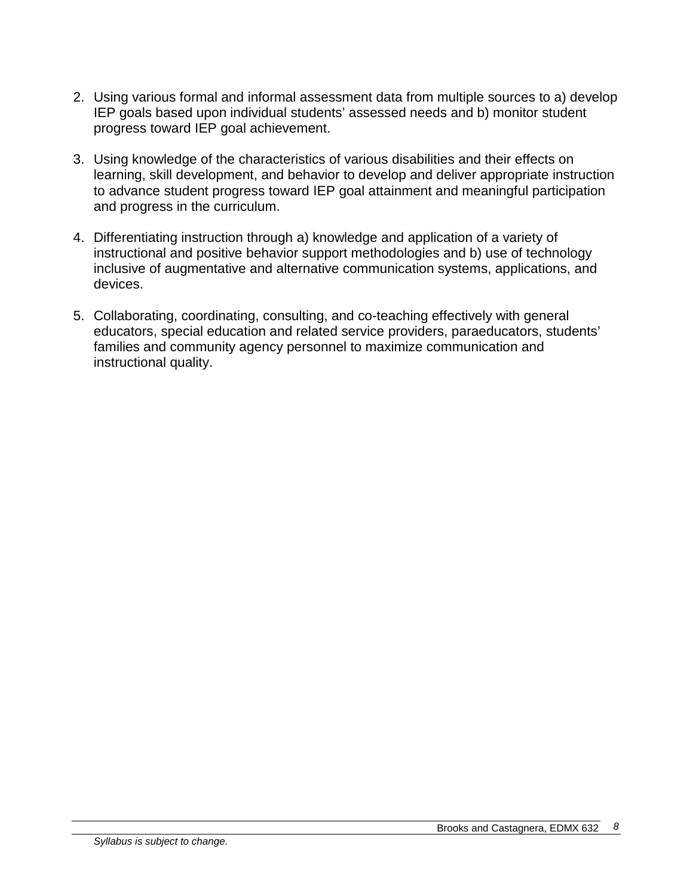2. Using various formal and informal assessment data from multiple sources to a) develop IEP goals based upon individual students' assessed needs and b) monitor student progress toward IEP goal achievement.

3. Using knowledge of the characteristics of various disabilities and their effects on learning, skill development, and behavior to develop and deliver appropriate instruction to advance student progress toward IEP goal attainment and meaningful participation and progress in the curriculum.

4. Differentiating instruction through a) knowledge and application of a variety of instructional and positive behavior support methodologies and b) use of technology inclusive of augmentative and alternative communication systems, applications, and devices.

5. Collaborating, coordinating, consulting, and co-teaching effectively with general educators, special education and related service providers, paraeducators, students' families and community agency personnel to maximize communication and instructional quality.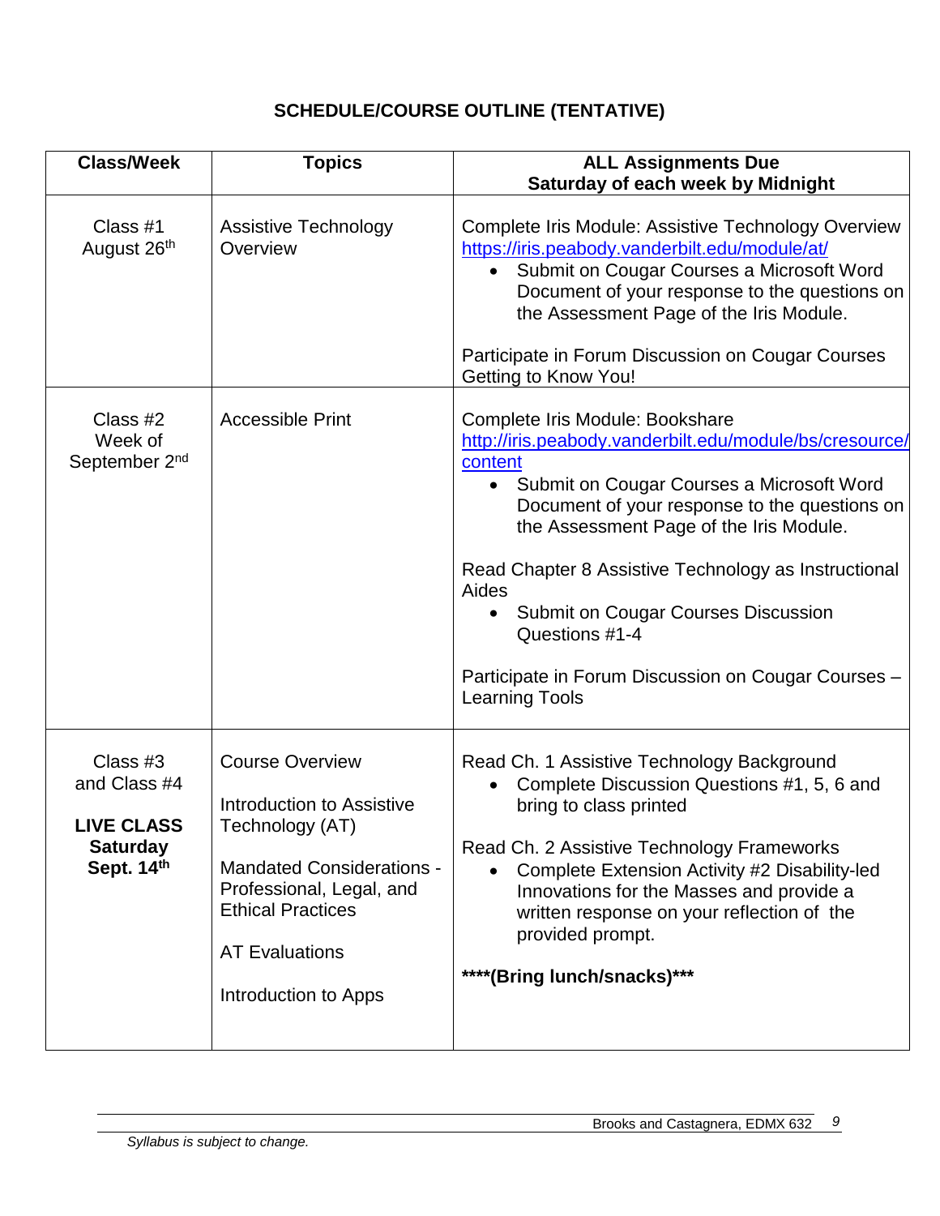## SCHEDULE/COURSE OUTLINE (TENTATIVE)

| Class/Week | Topics | ALL Assignments Due Saturday of each week by Midnight |
|---|---|---|
| Class #1<br>August 26th | Assistive Technology Overview | Complete Iris Module: Assistive Technology Overview https://iris.peabody.vanderbilt.edu/module/at/<br>• Submit on Cougar Courses a Microsoft Word Document of your response to the questions on the Assessment Page of the Iris Module.<br><br>Participate in Forum Discussion on Cougar Courses Getting to Know You! |
| Class #2<br>Week of September 2nd | Accessible Print | Complete Iris Module: Bookshare http://iris.peabody.vanderbilt.edu/module/bs/cresource/content<br>• Submit on Cougar Courses a Microsoft Word Document of your response to the questions on the Assessment Page of the Iris Module.<br><br>Read Chapter 8 Assistive Technology as Instructional Aides<br>• Submit on Cougar Courses Discussion Questions #1-4<br><br>Participate in Forum Discussion on Cougar Courses – Learning Tools |
| Class #3 and Class #4<br><br>**LIVE CLASS Saturday Sept. 14th** | Course Overview<br><br>Introduction to Assistive Technology (AT)<br><br>Mandated Considerations - Professional, Legal, and Ethical Practices<br><br>AT Evaluations<br><br>Introduction to Apps | Read Ch. 1 Assistive Technology Background<br>• Complete Discussion Questions #1, 5, 6 and bring to class printed<br><br>Read Ch. 2 Assistive Technology Frameworks<br>• Complete Extension Activity #2 Disability-led Innovations for the Masses and provide a written response on your reflection of the provided prompt.<br><br>**\*\*\*\*(Bring lunch/snacks)\*\*\*** |

*Syllabus is subject to change.*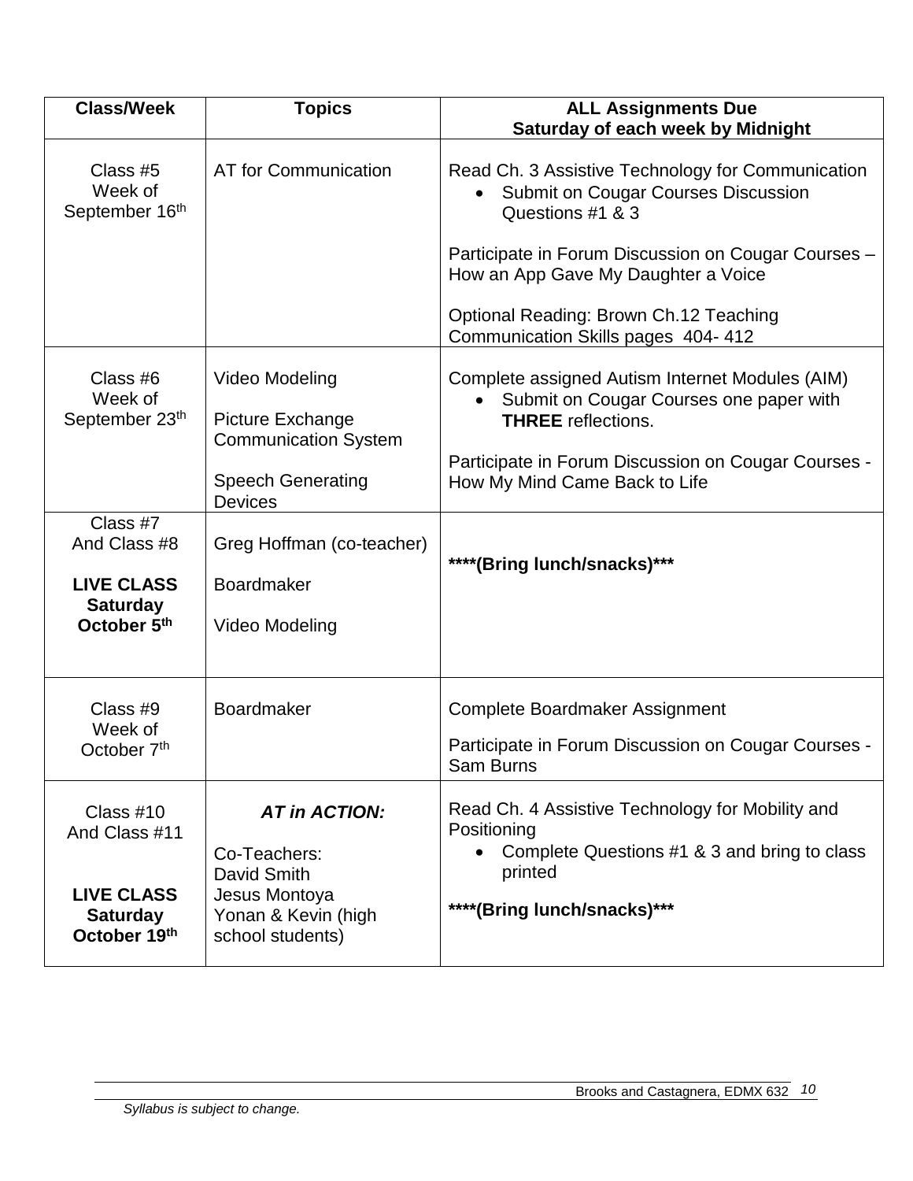| Class/Week | Topics | ALL Assignments Due<br>Saturday of each week by Midnight |
|---|---|---|
| Class #5<br>Week of<br>September 16th | AT for Communication | Read Ch. 3 Assistive Technology for Communication<br>• Submit on Cougar Courses Discussion Questions #1 & 3<br><br>Participate in Forum Discussion on Cougar Courses – How an App Gave My Daughter a Voice<br><br>Optional Reading: Brown Ch.12 Teaching Communication Skills pages 404- 412 |
| Class #6<br>Week of<br>September 23th | Video Modeling<br><br>Picture Exchange Communication System<br><br>Speech Generating Devices | Complete assigned Autism Internet Modules (AIM)<br>• Submit on Cougar Courses one paper with **THREE** reflections.<br><br>Participate in Forum Discussion on Cougar Courses - How My Mind Came Back to Life |
| Class #7<br>And Class #8<br><br>**LIVE CLASS Saturday October 5th** | Greg Hoffman (co-teacher)<br><br>Boardmaker<br><br>Video Modeling | **\*\*\*\*(Bring lunch/snacks)\*\*\*** |
| Class #9<br>Week of<br>October 7th | Boardmaker | Complete Boardmaker Assignment<br><br>Participate in Forum Discussion on Cougar Courses - Sam Burns |
| Class #10<br>And Class #11<br><br>**LIVE CLASS Saturday October 19th** | ***AT in ACTION:***<br><br>Co-Teachers:<br>David Smith<br>Jesus Montoya<br>Yonan & Kevin (high school students) | Read Ch. 4 Assistive Technology for Mobility and Positioning<br>• Complete Questions #1 & 3 and bring to class printed<br><br>**\*\*\*\*(Bring lunch/snacks)\*\*\*** |

*Syllabus is subject to change.*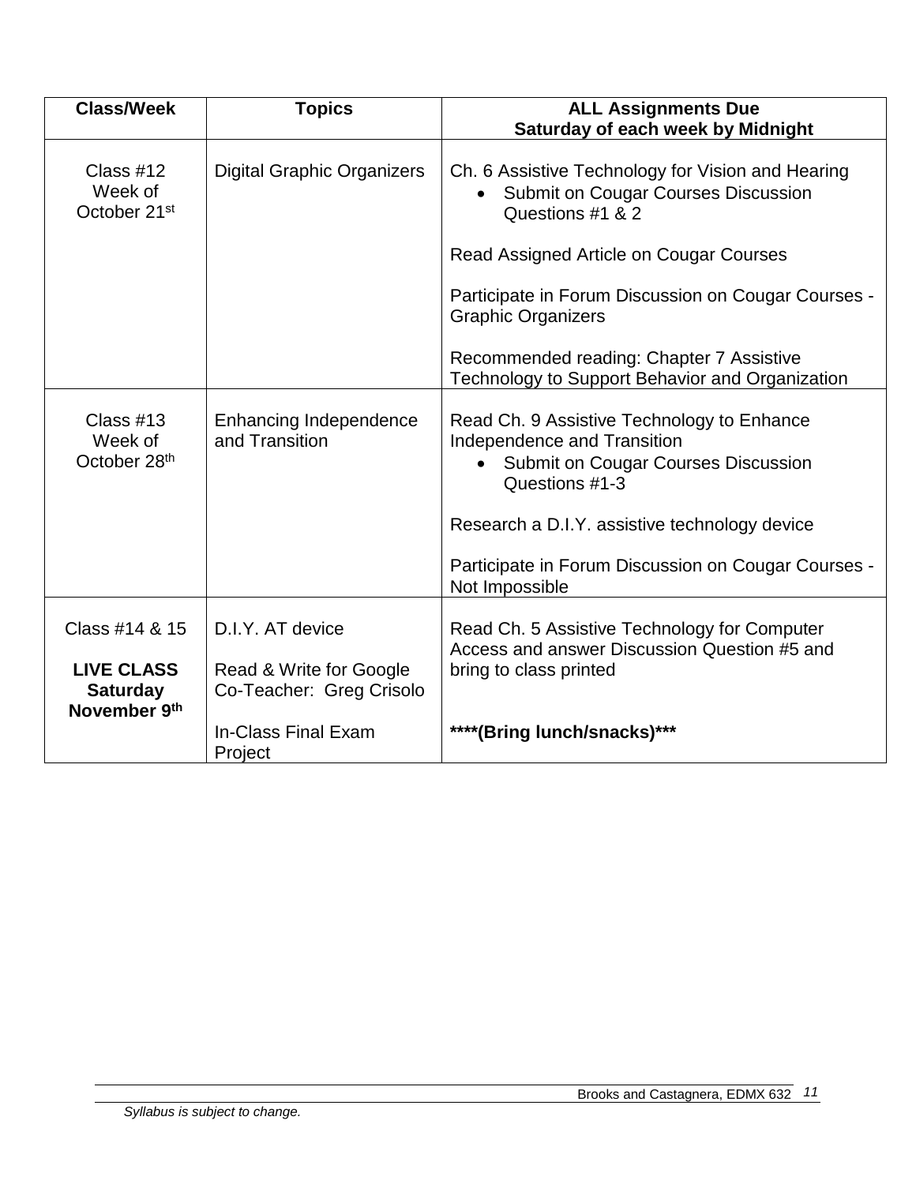| Class/Week | Topics | ALL Assignments Due<br>Saturday of each week by Midnight |
|---|---|---|
| Class #12<br>Week of<br>October 21st | Digital Graphic Organizers | Ch. 6 Assistive Technology for Vision and Hearing<br>• Submit on Cougar Courses Discussion Questions #1 & 2<br><br>Read Assigned Article on Cougar Courses<br><br>Participate in Forum Discussion on Cougar Courses - Graphic Organizers<br><br>Recommended reading: Chapter 7 Assistive Technology to Support Behavior and Organization |
| Class #13<br>Week of<br>October 28th | Enhancing Independence and Transition | Read Ch. 9 Assistive Technology to Enhance Independence and Transition<br>• Submit on Cougar Courses Discussion Questions #1-3<br><br>Research a D.I.Y. assistive technology device<br><br>Participate in Forum Discussion on Cougar Courses - Not Impossible |
| Class #14 & 15<br><br>**LIVE CLASS Saturday November 9th** | D.I.Y. AT device<br><br>Read & Write for Google<br>Co-Teacher: Greg Crisolo<br><br>In-Class Final Exam Project | Read Ch. 5 Assistive Technology for Computer Access and answer Discussion Question #5 and bring to class printed<br><br>**\*\*\*\*(Bring lunch/snacks)\*\*\*** |

*Syllabus is subject to change.*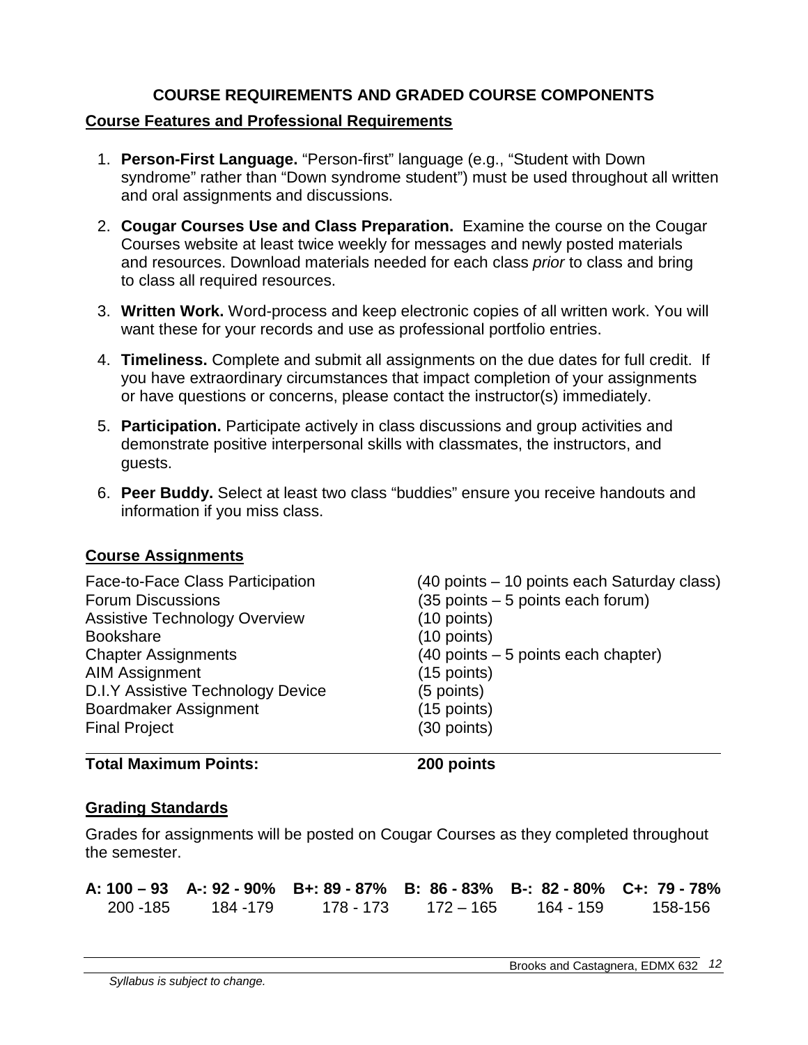## COURSE REQUIREMENTS AND GRADED COURSE COMPONENTS

### Course Features and Professional Requirements

1. **Person-First Language.** "Person-first" language (e.g., "Student with Down syndrome" rather than "Down syndrome student") must be used throughout all written and oral assignments and discussions.
2. **Cougar Courses Use and Class Preparation.** Examine the course on the Cougar Courses website at least twice weekly for messages and newly posted materials and resources. Download materials needed for each class *prior* to class and bring to class all required resources.
3. **Written Work.** Word-process and keep electronic copies of all written work. You will want these for your records and use as professional portfolio entries.
4. **Timeliness.** Complete and submit all assignments on the due dates for full credit. If you have extraordinary circumstances that impact completion of your assignments or have questions or concerns, please contact the instructor(s) immediately.
5. **Participation.** Participate actively in class discussions and group activities and demonstrate positive interpersonal skills with classmates, the instructors, and guests.
6. **Peer Buddy.** Select at least two class "buddies" ensure you receive handouts and information if you miss class.

### Course Assignments

| Assignment | Points |
|---|---|
| Face-to-Face Class Participation | (40 points – 10 points each Saturday class) |
| Forum Discussions | (35 points – 5 points each forum) |
| Assistive Technology Overview | (10 points) |
| Bookshare | (10 points) |
| Chapter Assignments | (40 points – 5 points each chapter) |
| AIM Assignment | (15 points) |
| D.I.Y Assistive Technology Device | (5 points) |
| Boardmaker Assignment | (15 points) |
| Final Project | (30 points) |
| **Total Maximum Points:** | **200 points** |

### Grading Standards

Grades for assignments will be posted on Cougar Courses as they completed throughout the semester.

| A: 100 – 93 | A-: 92 - 90% | B+: 89 - 87% | B: 86 - 83% | B-: 82 - 80% | C+: 79 - 78% |
|---|---|---|---|---|---|
| 200 -185 | 184 -179 | 178 - 173 | 172 – 165 | 164 - 159 | 158-156 |

*Syllabus is subject to change.*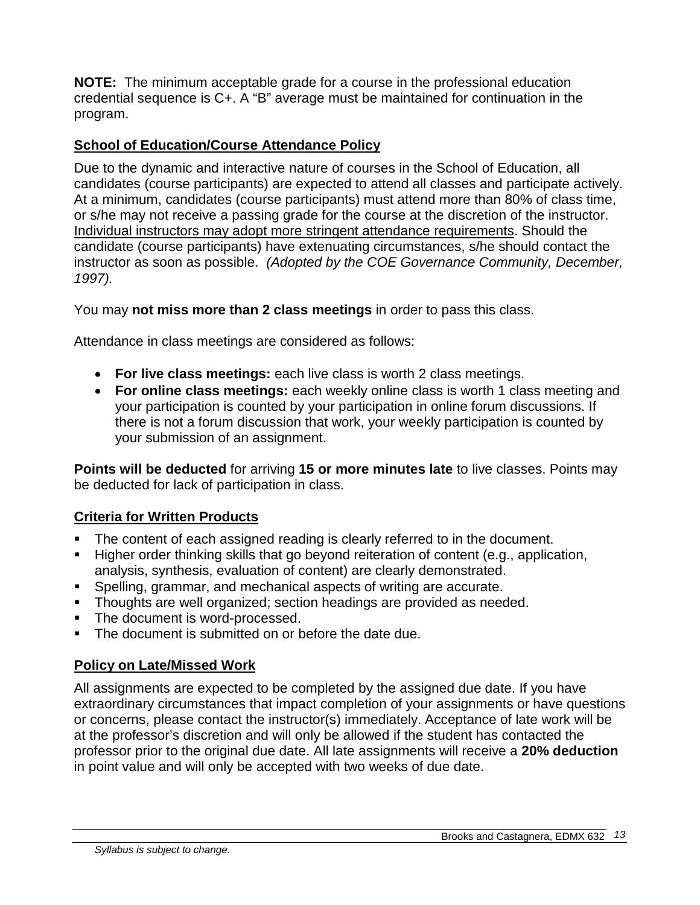**NOTE:** The minimum acceptable grade for a course in the professional education credential sequence is C+. A "B" average must be maintained for continuation in the program.

## School of Education/Course Attendance Policy

Due to the dynamic and interactive nature of courses in the School of Education, all candidates (course participants) are expected to attend all classes and participate actively. At a minimum, candidates (course participants) must attend more than 80% of class time, or s/he may not receive a passing grade for the course at the discretion of the instructor. Individual instructors may adopt more stringent attendance requirements. Should the candidate (course participants) have extenuating circumstances, s/he should contact the instructor as soon as possible. *(Adopted by the COE Governance Community, December, 1997).*

You may **not miss more than 2 class meetings** in order to pass this class.

Attendance in class meetings are considered as follows:

- **For live class meetings:** each live class is worth 2 class meetings.
- **For online class meetings:** each weekly online class is worth 1 class meeting and your participation is counted by your participation in online forum discussions. If there is not a forum discussion that work, your weekly participation is counted by your submission of an assignment.

**Points will be deducted** for arriving **15 or more minutes late** to live classes. Points may be deducted for lack of participation in class.

## Criteria for Written Products

- The content of each assigned reading is clearly referred to in the document.
- Higher order thinking skills that go beyond reiteration of content (e.g., application, analysis, synthesis, evaluation of content) are clearly demonstrated.
- Spelling, grammar, and mechanical aspects of writing are accurate.
- Thoughts are well organized; section headings are provided as needed.
- The document is word-processed.
- The document is submitted on or before the date due.

## Policy on Late/Missed Work

All assignments are expected to be completed by the assigned due date. If you have extraordinary circumstances that impact completion of your assignments or have questions or concerns, please contact the instructor(s) immediately. Acceptance of late work will be at the professor's discretion and will only be allowed if the student has contacted the professor prior to the original due date. All late assignments will receive a **20% deduction** in point value and will only be accepted with two weeks of due date.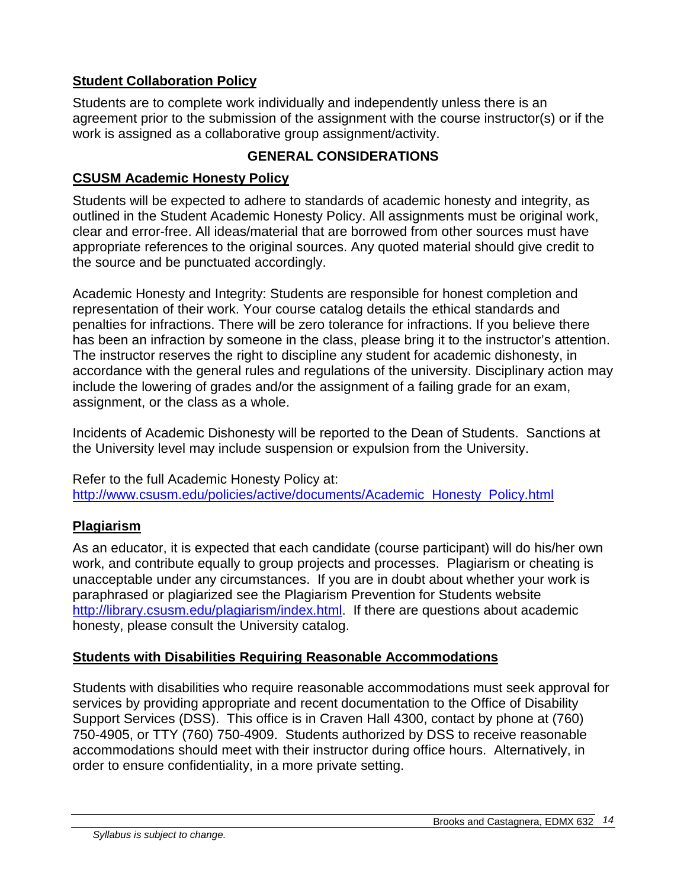## Student Collaboration Policy

Students are to complete work individually and independently unless there is an agreement prior to the submission of the assignment with the course instructor(s) or if the work is assigned as a collaborative group assignment/activity.

## GENERAL CONSIDERATIONS

### CSUSM Academic Honesty Policy

Students will be expected to adhere to standards of academic honesty and integrity, as outlined in the Student Academic Honesty Policy. All assignments must be original work, clear and error-free. All ideas/material that are borrowed from other sources must have appropriate references to the original sources. Any quoted material should give credit to the source and be punctuated accordingly.

Academic Honesty and Integrity: Students are responsible for honest completion and representation of their work. Your course catalog details the ethical standards and penalties for infractions. There will be zero tolerance for infractions. If you believe there has been an infraction by someone in the class, please bring it to the instructor's attention. The instructor reserves the right to discipline any student for academic dishonesty, in accordance with the general rules and regulations of the university. Disciplinary action may include the lowering of grades and/or the assignment of a failing grade for an exam, assignment, or the class as a whole.

Incidents of Academic Dishonesty will be reported to the Dean of Students. Sanctions at the University level may include suspension or expulsion from the University.

Refer to the full Academic Honesty Policy at:
[http://www.csusm.edu/policies/active/documents/Academic_Honesty_Policy.html](http://www.csusm.edu/policies/active/documents/Academic_Honesty_Policy.html)

### Plagiarism

As an educator, it is expected that each candidate (course participant) will do his/her own work, and contribute equally to group projects and processes. Plagiarism or cheating is unacceptable under any circumstances. If you are in doubt about whether your work is paraphrased or plagiarized see the Plagiarism Prevention for Students website [http://library.csusm.edu/plagiarism/index.html](http://library.csusm.edu/plagiarism/index.html). If there are questions about academic honesty, please consult the University catalog.

### Students with Disabilities Requiring Reasonable Accommodations

Students with disabilities who require reasonable accommodations must seek approval for services by providing appropriate and recent documentation to the Office of Disability Support Services (DSS). This office is in Craven Hall 4300, contact by phone at (760) 750-4905, or TTY (760) 750-4909. Students authorized by DSS to receive reasonable accommodations should meet with their instructor during office hours. Alternatively, in order to ensure confidentiality, in a more private setting.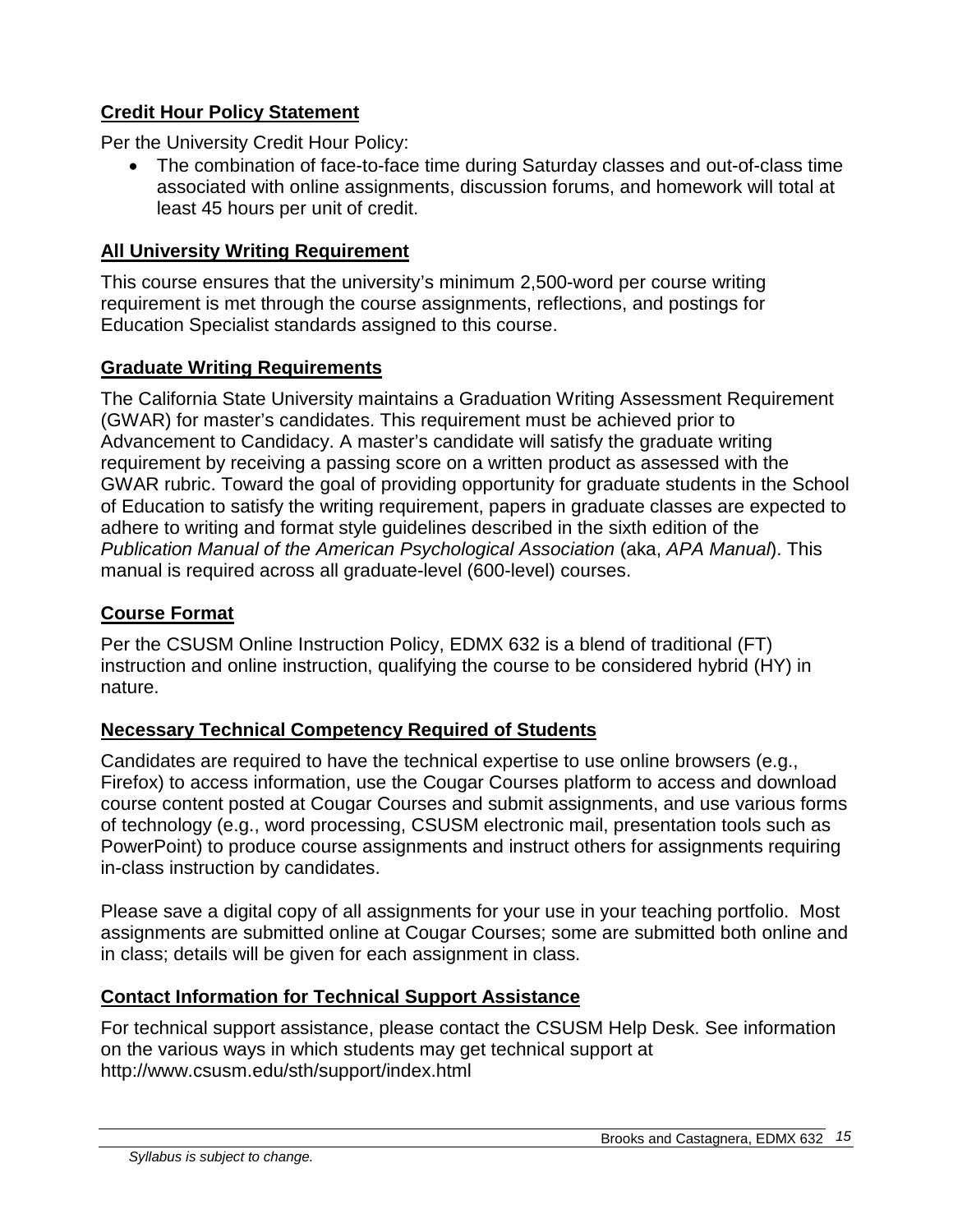## Credit Hour Policy Statement

Per the University Credit Hour Policy:

- The combination of face-to-face time during Saturday classes and out-of-class time associated with online assignments, discussion forums, and homework will total at least 45 hours per unit of credit.

## All University Writing Requirement

This course ensures that the university's minimum 2,500-word per course writing requirement is met through the course assignments, reflections, and postings for Education Specialist standards assigned to this course.

## Graduate Writing Requirements

The California State University maintains a Graduation Writing Assessment Requirement (GWAR) for master's candidates. This requirement must be achieved prior to Advancement to Candidacy. A master's candidate will satisfy the graduate writing requirement by receiving a passing score on a written product as assessed with the GWAR rubric. Toward the goal of providing opportunity for graduate students in the School of Education to satisfy the writing requirement, papers in graduate classes are expected to adhere to writing and format style guidelines described in the sixth edition of the *Publication Manual of the American Psychological Association* (aka, *APA Manual*). This manual is required across all graduate-level (600-level) courses.

## Course Format

Per the CSUSM Online Instruction Policy, EDMX 632 is a blend of traditional (FT) instruction and online instruction, qualifying the course to be considered hybrid (HY) in nature.

## Necessary Technical Competency Required of Students

Candidates are required to have the technical expertise to use online browsers (e.g., Firefox) to access information, use the Cougar Courses platform to access and download course content posted at Cougar Courses and submit assignments, and use various forms of technology (e.g., word processing, CSUSM electronic mail, presentation tools such as PowerPoint) to produce course assignments and instruct others for assignments requiring in-class instruction by candidates.

Please save a digital copy of all assignments for your use in your teaching portfolio. Most assignments are submitted online at Cougar Courses; some are submitted both online and in class; details will be given for each assignment in class.

## Contact Information for Technical Support Assistance

For technical support assistance, please contact the CSUSM Help Desk. See information on the various ways in which students may get technical support at http://www.csusm.edu/sth/support/index.html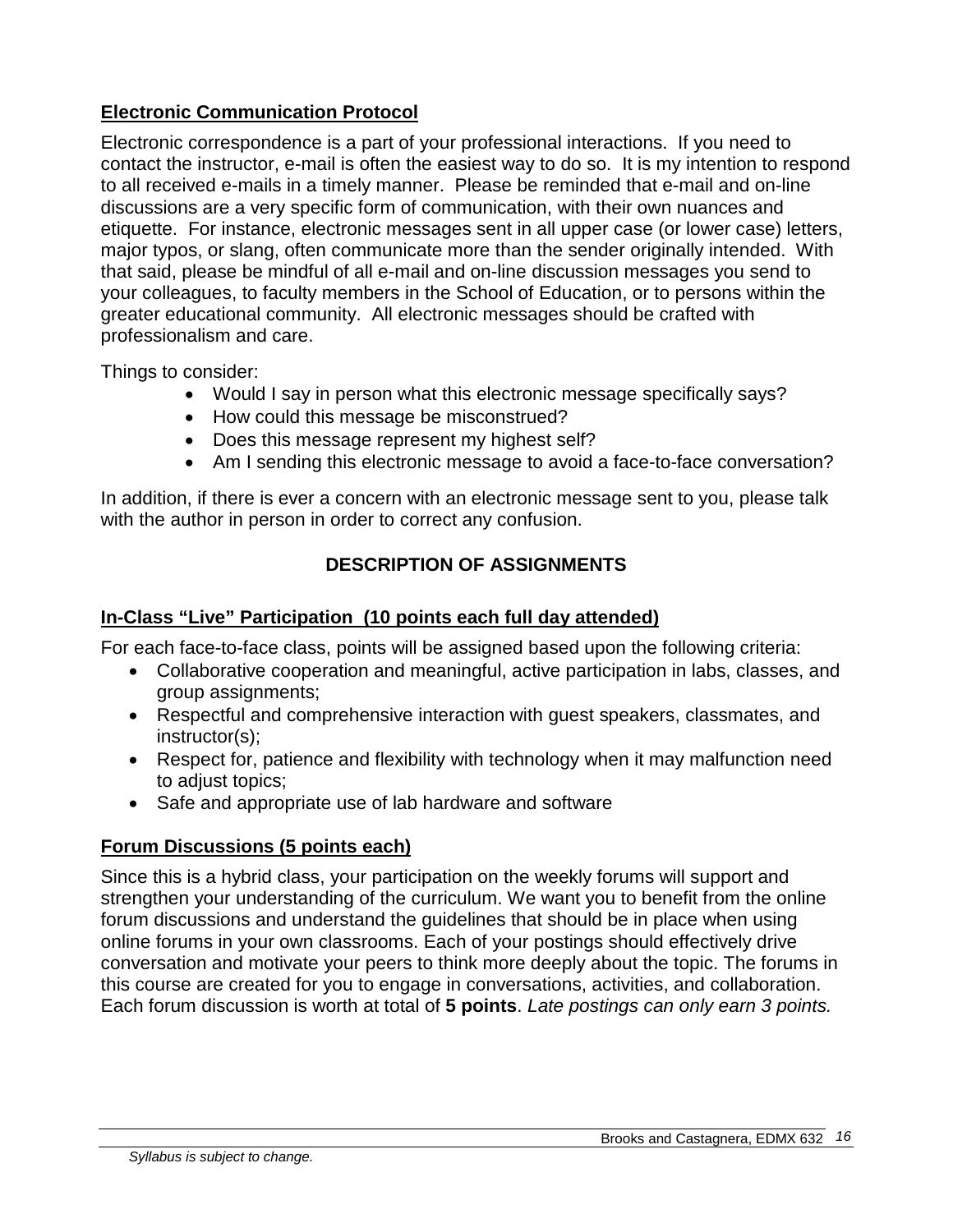## **Electronic Communication Protocol**

Electronic correspondence is a part of your professional interactions. If you need to contact the instructor, e-mail is often the easiest way to do so. It is my intention to respond to all received e-mails in a timely manner. Please be reminded that e-mail and on-line discussions are a very specific form of communication, with their own nuances and etiquette. For instance, electronic messages sent in all upper case (or lower case) letters, major typos, or slang, often communicate more than the sender originally intended. With that said, please be mindful of all e-mail and on-line discussion messages you send to your colleagues, to faculty members in the School of Education, or to persons within the greater educational community. All electronic messages should be crafted with professionalism and care.

Things to consider:

- Would I say in person what this electronic message specifically says?
- How could this message be misconstrued?
- Does this message represent my highest self?
- Am I sending this electronic message to avoid a face-to-face conversation?

In addition, if there is ever a concern with an electronic message sent to you, please talk with the author in person in order to correct any confusion.

# **DESCRIPTION OF ASSIGNMENTS**

## **In-Class "Live" Participation (10 points each full day attended)**

For each face-to-face class, points will be assigned based upon the following criteria:

- Collaborative cooperation and meaningful, active participation in labs, classes, and group assignments;
- Respectful and comprehensive interaction with guest speakers, classmates, and instructor(s);
- Respect for, patience and flexibility with technology when it may malfunction need to adjust topics;
- Safe and appropriate use of lab hardware and software

## **Forum Discussions (5 points each)**

Since this is a hybrid class, your participation on the weekly forums will support and strengthen your understanding of the curriculum. We want you to benefit from the online forum discussions and understand the guidelines that should be in place when using online forums in your own classrooms. Each of your postings should effectively drive conversation and motivate your peers to think more deeply about the topic. The forums in this course are created for you to engage in conversations, activities, and collaboration. Each forum discussion is worth at total of **5 points**. *Late postings can only earn 3 points.*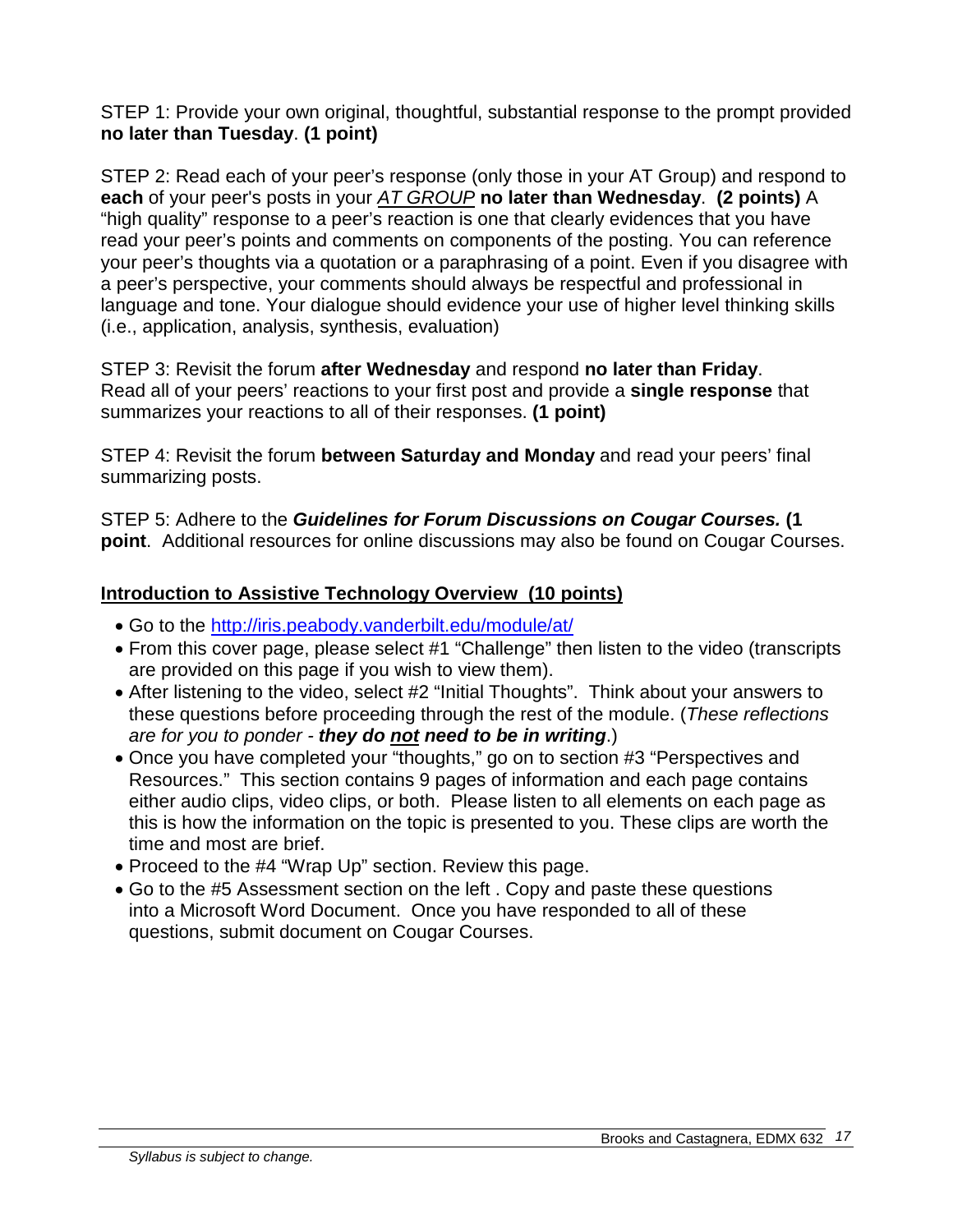STEP 1: Provide your own original, thoughtful, substantial response to the prompt provided **no later than Tuesday**. **(1 point)**

STEP 2: Read each of your peer's response (only those in your AT Group) and respond to **each** of your peer's posts in your ***AT GROUP*** **no later than Wednesday**. **(2 points)** A "high quality" response to a peer's reaction is one that clearly evidences that you have read your peer's points and comments on components of the posting. You can reference your peer's thoughts via a quotation or a paraphrasing of a point. Even if you disagree with a peer's perspective, your comments should always be respectful and professional in language and tone. Your dialogue should evidence your use of higher level thinking skills (i.e., application, analysis, synthesis, evaluation)

STEP 3: Revisit the forum **after Wednesday** and respond **no later than Friday**. Read all of your peers' reactions to your first post and provide a **single response** that summarizes your reactions to all of their responses. **(1 point)**

STEP 4: Revisit the forum **between Saturday and Monday** and read your peers' final summarizing posts.

STEP 5: Adhere to the ***Guidelines for Forum Discussions on Cougar Courses.*** **(1 point**. Additional resources for online discussions may also be found on Cougar Courses.

## Introduction to Assistive Technology Overview (10 points)

- Go to the http://iris.peabody.vanderbilt.edu/module/at/
- From this cover page, please select #1 "Challenge" then listen to the video (transcripts are provided on this page if you wish to view them).
- After listening to the video, select #2 "Initial Thoughts". Think about your answers to these questions before proceeding through the rest of the module. (*These reflections are for you to ponder - **they do not need to be in writing***.)
- Once you have completed your "thoughts," go on to section #3 "Perspectives and Resources." This section contains 9 pages of information and each page contains either audio clips, video clips, or both. Please listen to all elements on each page as this is how the information on the topic is presented to you. These clips are worth the time and most are brief.
- Proceed to the #4 "Wrap Up" section. Review this page.
- Go to the #5 Assessment section on the left . Copy and paste these questions into a Microsoft Word Document. Once you have responded to all of these questions, submit document on Cougar Courses.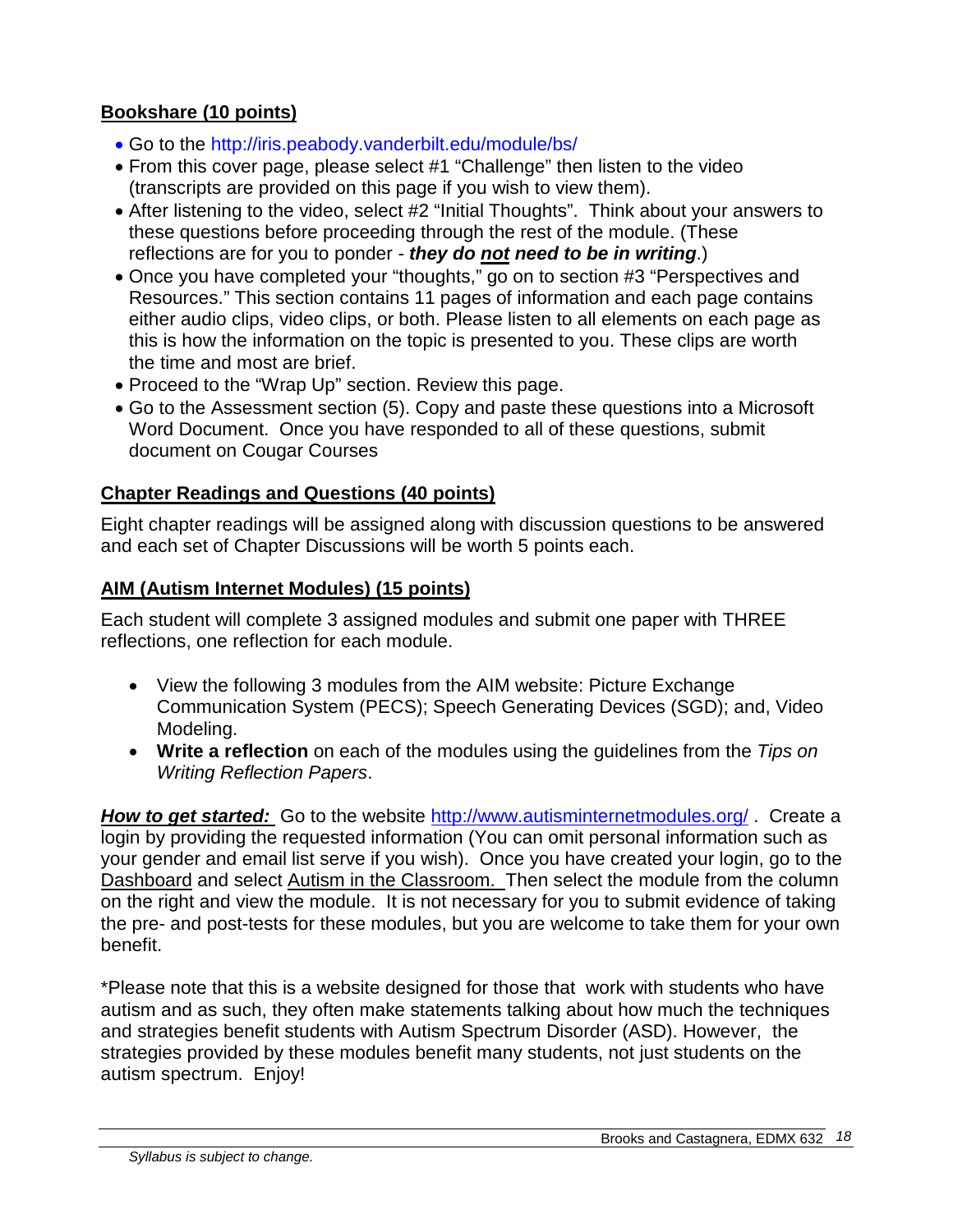**Bookshare (10 points)**

- Go to the http://iris.peabody.vanderbilt.edu/module/bs/
- From this cover page, please select #1 "Challenge" then listen to the video (transcripts are provided on this page if you wish to view them).
- After listening to the video, select #2 "Initial Thoughts". Think about your answers to these questions before proceeding through the rest of the module. (These reflections are for you to ponder - ***they do not need to be in writing***.)
- Once you have completed your "thoughts," go on to section #3 "Perspectives and Resources." This section contains 11 pages of information and each page contains either audio clips, video clips, or both. Please listen to all elements on each page as this is how the information on the topic is presented to you. These clips are worth the time and most are brief.
- Proceed to the "Wrap Up" section. Review this page.
- Go to the Assessment section (5). Copy and paste these questions into a Microsoft Word Document. Once you have responded to all of these questions, submit document on Cougar Courses

**Chapter Readings and Questions (40 points)**

Eight chapter readings will be assigned along with discussion questions to be answered and each set of Chapter Discussions will be worth 5 points each.

**AIM (Autism Internet Modules) (15 points)**

Each student will complete 3 assigned modules and submit one paper with THREE reflections, one reflection for each module.

- View the following 3 modules from the AIM website: Picture Exchange Communication System (PECS); Speech Generating Devices (SGD); and, Video Modeling.
- **Write a reflection** on each of the modules using the guidelines from the *Tips on Writing Reflection Papers*.

***How to get started:*** Go to the website http://www.autisminternetmodules.org/ . Create a login by providing the requested information (You can omit personal information such as your gender and email list serve if you wish). Once you have created your login, go to the Dashboard and select Autism in the Classroom. Then select the module from the column on the right and view the module. It is not necessary for you to submit evidence of taking the pre- and post-tests for these modules, but you are welcome to take them for your own benefit.

*Please note that this is a website designed for those that work with students who have autism and as such, they often make statements talking about how much the techniques and strategies benefit students with Autism Spectrum Disorder (ASD). However, the strategies provided by these modules benefit many students, not just students on the autism spectrum. Enjoy!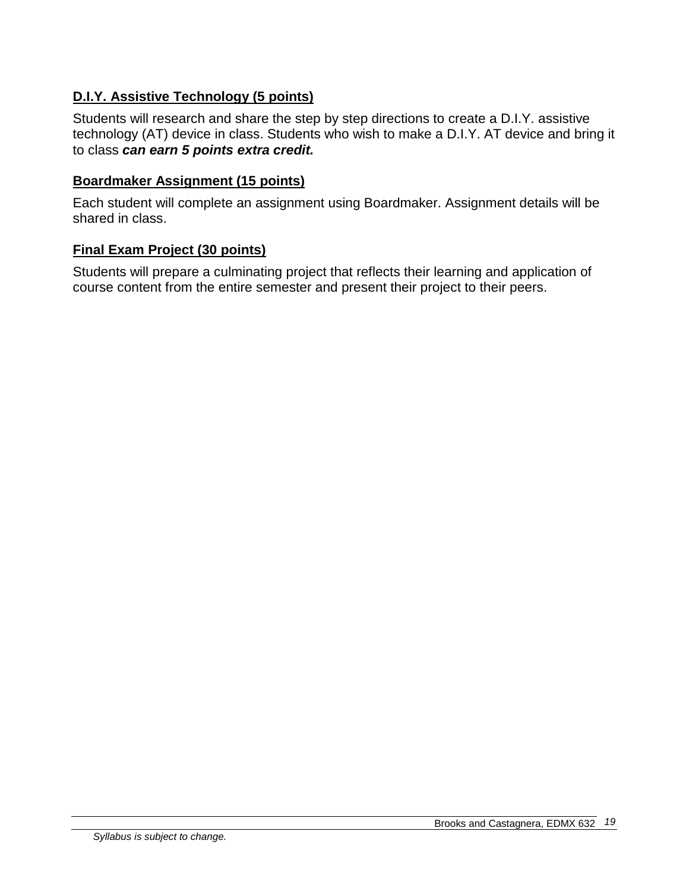**D.I.Y. Assistive Technology (5 points)**

Students will research and share the step by step directions to create a D.I.Y. assistive technology (AT) device in class. Students who wish to make a D.I.Y. AT device and bring it to class ***can earn 5 points extra credit.***

**Boardmaker Assignment (15 points)**

Each student will complete an assignment using Boardmaker. Assignment details will be shared in class.

**Final Exam Project (30 points)**

Students will prepare a culminating project that reflects their learning and application of course content from the entire semester and present their project to their peers.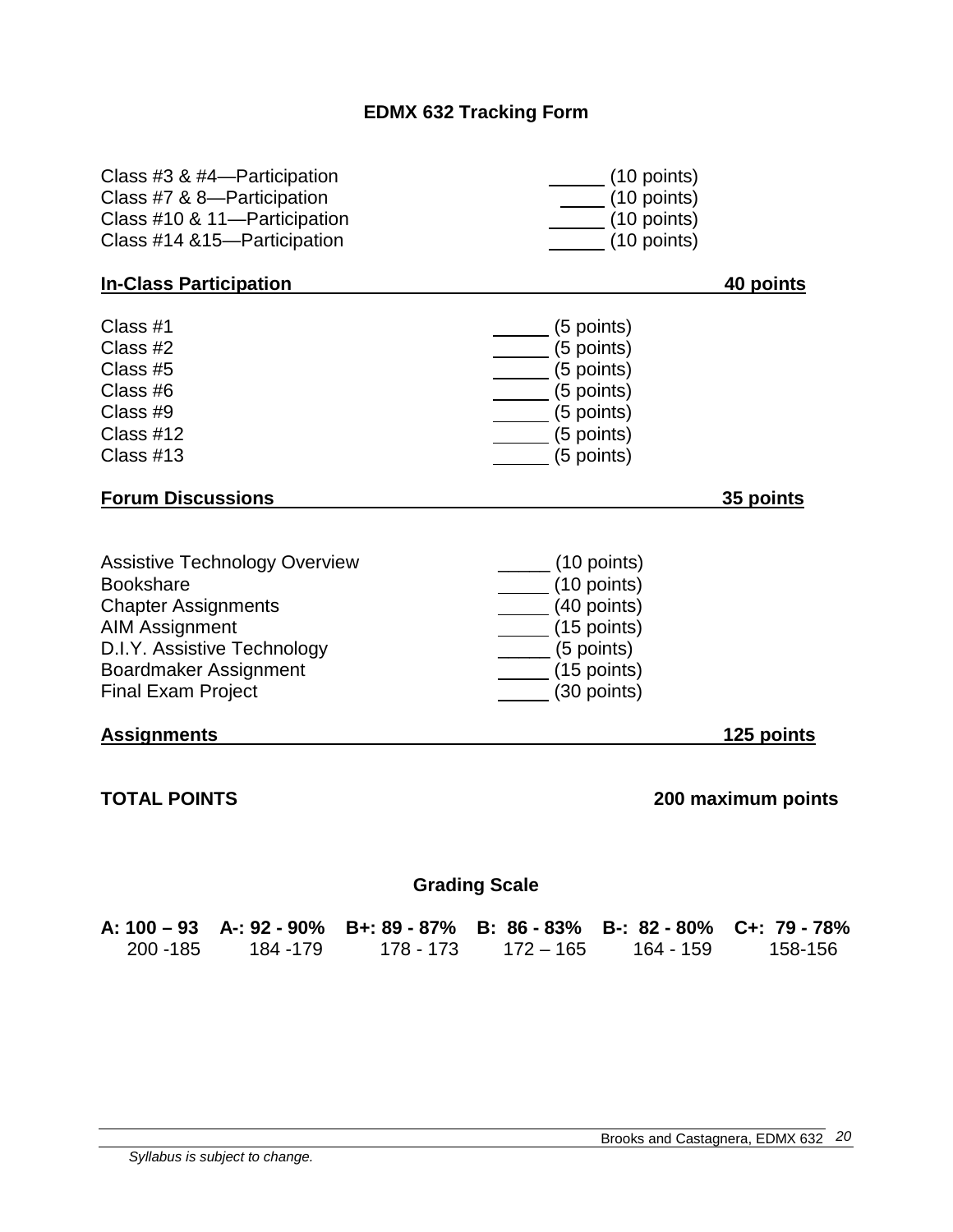## EDMX 632 Tracking Form

| | | |
|---|---|---|
| Class #3 & #4—Participation | _____ (10 points) | |
| Class #7 & 8—Participation | ____ (10 points) | |
| Class #10 & 11—Participation | _____ (10 points) | |
| Class #14 &15—Participation | _____ (10 points) | |
| **In-Class Participation** | | **40 points** |
| Class #1 | _____ (5 points) | |
| Class #2 | _____ (5 points) | |
| Class #5 | _____ (5 points) | |
| Class #6 | _____ (5 points) | |
| Class #9 | _____ (5 points) | |
| Class #12 | _____ (5 points) | |
| Class #13 | _____ (5 points) | |
| **Forum Discussions** | | **35 points** |
| Assistive Technology Overview | _____ (10 points) | |
| Bookshare | _____ (10 points) | |
| Chapter Assignments | _____ (40 points) | |
| AIM Assignment | _____ (15 points) | |
| D.I.Y. Assistive Technology | _____ (5 points) | |
| Boardmaker Assignment | _____ (15 points) | |
| Final Exam Project | _____ (30 points) | |
| **Assignments** | | **125 points** |

**TOTAL POINTS** **200 maximum points**

### Grading Scale

| **A: 100 – 93** | **A-: 92 - 90%** | **B+: 89 - 87%** | **B: 86 - 83%** | **B-: 82 - 80%** | **C+: 79 - 78%** |
|---|---|---|---|---|---|
| 200 -185 | 184 -179 | 178 - 173 | 172 – 165 | 164 - 159 | 158-156 |

*Syllabus is subject to change.*